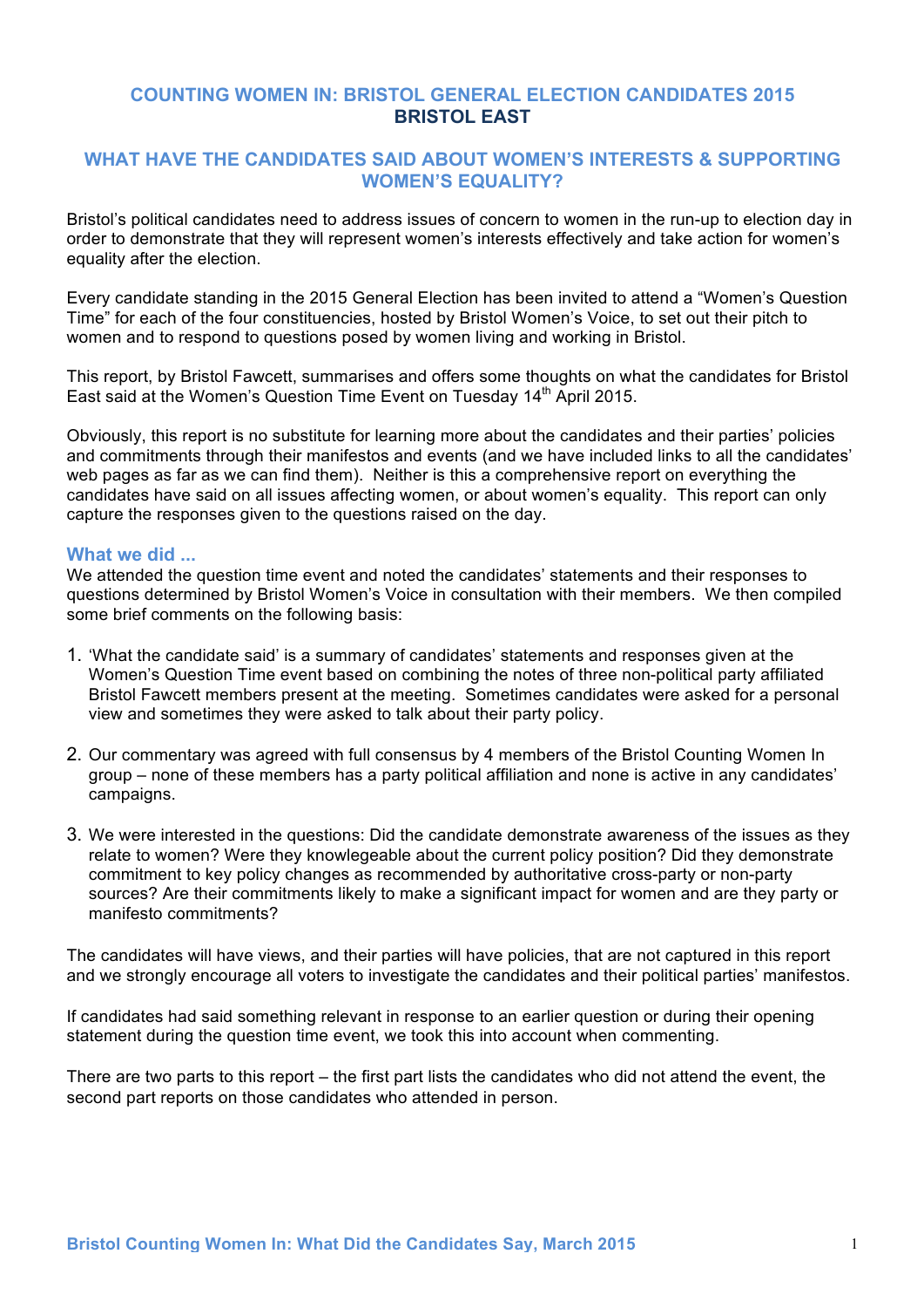# COUNTING WOMEN IN: BRISTOL GENERAL ELECTION CANDIDATES 2015
# BRISTOL EAST

## WHAT HAVE THE CANDIDATES SAID ABOUT WOMEN'S INTERESTS & SUPPORTING WOMEN'S EQUALITY?

Bristol's political candidates need to address issues of concern to women in the run-up to election day in order to demonstrate that they will represent women's interests effectively and take action for women's equality after the election.

Every candidate standing in the 2015 General Election has been invited to attend a "Women's Question Time" for each of the four constituencies, hosted by Bristol Women's Voice, to set out their pitch to women and to respond to questions posed by women living and working in Bristol.

This report, by Bristol Fawcett, summarises and offers some thoughts on what the candidates for Bristol East said at the Women's Question Time Event on Tuesday 14th April 2015.

Obviously, this report is no substitute for learning more about the candidates and their parties' policies and commitments through their manifestos and events (and we have included links to all the candidates' web pages as far as we can find them). Neither is this a comprehensive report on everything the candidates have said on all issues affecting women, or about women's equality. This report can only capture the responses given to the questions raised on the day.

### What we did ...

We attended the question time event and noted the candidates' statements and their responses to questions determined by Bristol Women's Voice in consultation with their members. We then compiled some brief comments on the following basis:

1. 'What the candidate said' is a summary of candidates' statements and responses given at the Women's Question Time event based on combining the notes of three non-political party affiliated Bristol Fawcett members present at the meeting. Sometimes candidates were asked for a personal view and sometimes they were asked to talk about their party policy.

2. Our commentary was agreed with full consensus by 4 members of the Bristol Counting Women In group – none of these members has a party political affiliation and none is active in any candidates' campaigns.

3. We were interested in the questions: Did the candidate demonstrate awareness of the issues as they relate to women? Were they knowlegeable about the current policy position? Did they demonstrate commitment to key policy changes as recommended by authoritative cross-party or non-party sources? Are their commitments likely to make a significant impact for women and are they party or manifesto commitments?

The candidates will have views, and their parties will have policies, that are not captured in this report and we strongly encourage all voters to investigate the candidates and their political parties' manifestos.

If candidates had said something relevant in response to an earlier question or during their opening statement during the question time event, we took this into account when commenting.

There are two parts to this report – the first part lists the candidates who did not attend the event, the second part reports on those candidates who attended in person.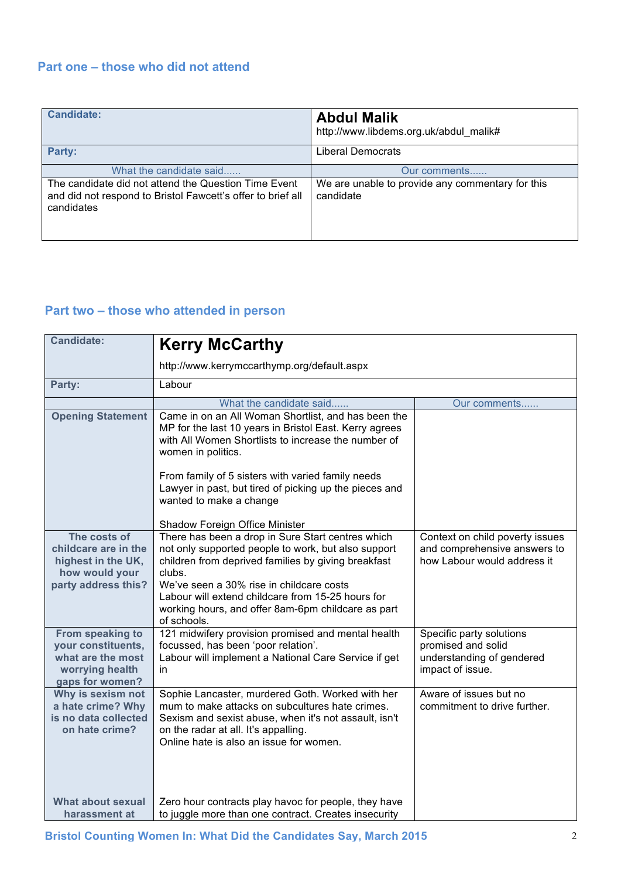## Part one – those who did not attend

| | |
|---|---|
| **Candidate:** | **Abdul Malik**<br>http://www.libdems.org.uk/abdul_malik# |
| **Party:** | Liberal Democrats |
| What the candidate said...... | Our comments...... |
| The candidate did not attend the Question Time Event and did not respond to Bristol Fawcett's offer to brief all candidates | We are unable to provide any commentary for this candidate |

## Part two – those who attended in person

| | | |
|---|---|---|
| **Candidate:** | **Kerry McCarthy**<br>http://www.kerrymccarthymp.org/default.aspx | |
| **Party:** | Labour | |
| | What the candidate said...... | Our comments...... |
| **Opening Statement** | Came in on an All Woman Shortlist, and has been the MP for the last 10 years in Bristol East. Kerry agrees with All Women Shortlists to increase the number of women in politics.<br><br>From family of 5 sisters with varied family needs<br>Lawyer in past, but tired of picking up the pieces and wanted to make a change<br><br>Shadow Foreign Office Minister | |
| **The costs of childcare are in the highest in the UK, how would your party address this?** | There has been a drop in Sure Start centres which not only supported people to work, but also support children from deprived families by giving breakfast clubs.<br>We've seen a 30% rise in childcare costs<br>Labour will extend childcare from 15-25 hours for working hours, and offer 8am-6pm childcare as part of schools. | Context on child poverty issues and comprehensive answers to how Labour would address it |
| **From speaking to your constituents, what are the most worrying health gaps for women?** | 121 midwifery provision promised and mental health focussed, has been 'poor relation'.<br>Labour will implement a National Care Service if get in | Specific party solutions promised and solid understanding of gendered impact of issue. |
| **Why is sexism not a hate crime? Why is no data collected on hate crime?** | Sophie Lancaster, murdered Goth. Worked with her mum to make attacks on subcultures hate crimes.<br>Sexism and sexist abuse, when it's not assault, isn't on the radar at all. It's appalling.<br>Online hate is also an issue for women. | Aware of issues but no commitment to drive further. |
| **What about sexual harassment at** | Zero hour contracts play havoc for people, they have to juggle more than one contract. Creates insecurity | |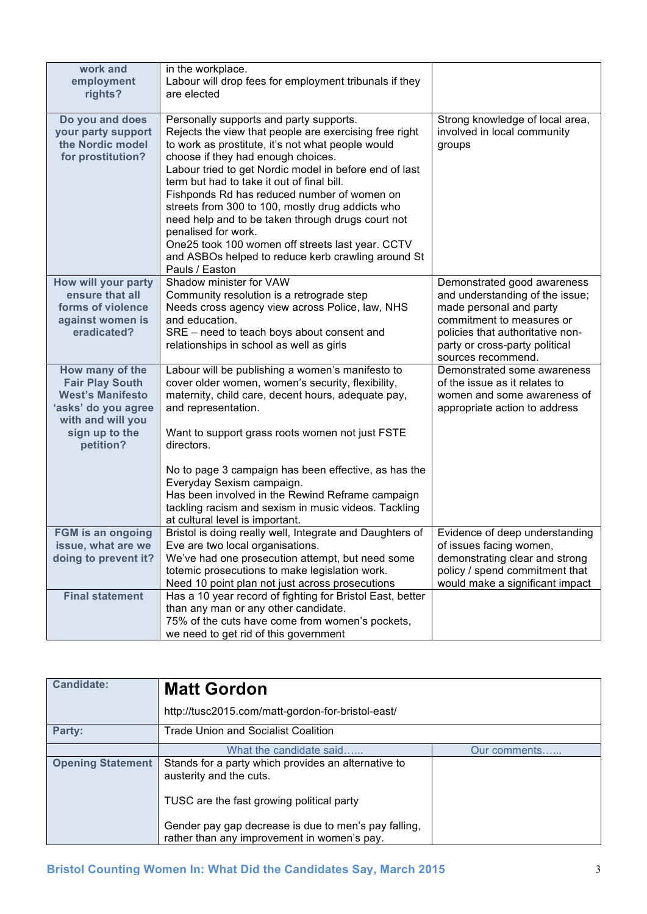| | | |
|---|---|---|
| **work and employment rights?** | in the workplace.<br>Labour will drop fees for employment tribunals if they are elected | |
| **Do you and does your party support the Nordic model for prostitution?** | Personally supports and party supports.<br>Rejects the view that people are exercising free right to work as prostitute, it's not what people would choose if they had enough choices.<br>Labour tried to get Nordic model in before end of last term but had to take it out of final bill.<br>Fishponds Rd has reduced number of women on streets from 300 to 100, mostly drug addicts who need help and to be taken through drugs court not penalised for work.<br>One25 took 100 women off streets last year. CCTV and ASBOs helped to reduce kerb crawling around St Pauls / Easton | Strong knowledge of local area, involved in local community groups |
| **How will your party ensure that all forms of violence against women is eradicated?** | Shadow minister for VAW<br>Community resolution is a retrograde step<br>Needs cross agency view across Police, law, NHS and education.<br>SRE – need to teach boys about consent and relationships in school as well as girls | Demonstrated good awareness and understanding of the issue; made personal and party commitment to measures or policies that authoritative non-party or cross-party political sources recommend. |
| **How many of the Fair Play South West's Manifesto 'asks' do you agree with and will you sign up to the petition?** | Labour will be publishing a women's manifesto to cover older women, women's security, flexibility, maternity, child care, decent hours, adequate pay, and representation.<br><br>Want to support grass roots women not just FSTE directors.<br><br>No to page 3 campaign has been effective, as has the Everyday Sexism campaign.<br>Has been involved in the Rewind Reframe campaign tackling racism and sexism in music videos. Tackling at cultural level is important. | Demonstrated some awareness of the issue as it relates to women and some awareness of appropriate action to address |
| **FGM is an ongoing issue, what are we doing to prevent it?** | Bristol is doing really well, Integrate and Daughters of Eve are two local organisations.<br>We've had one prosecution attempt, but need some totemic prosecutions to make legislation work.<br>Need 10 point plan not just across prosecutions | Evidence of deep understanding of issues facing women, demonstrating clear and strong policy / spend commitment that would make a significant impact |
| **Final statement** | Has a 10 year record of fighting for Bristol East, better than any man or any other candidate.<br>75% of the cuts have come from women's pockets, we need to get rid of this government | |

| | | |
|---|---|---|
| **Candidate:** | **Matt Gordon**<br>http://tusc2015.com/matt-gordon-for-bristol-east/ | |
| **Party:** | Trade Union and Socialist Coalition | |
| | What the candidate said…… | Our comments…… |
| **Opening Statement** | Stands for a party which provides an alternative to austerity and the cuts.<br><br>TUSC are the fast growing political party<br><br>Gender pay gap decrease is due to men's pay falling, rather than any improvement in women's pay. | |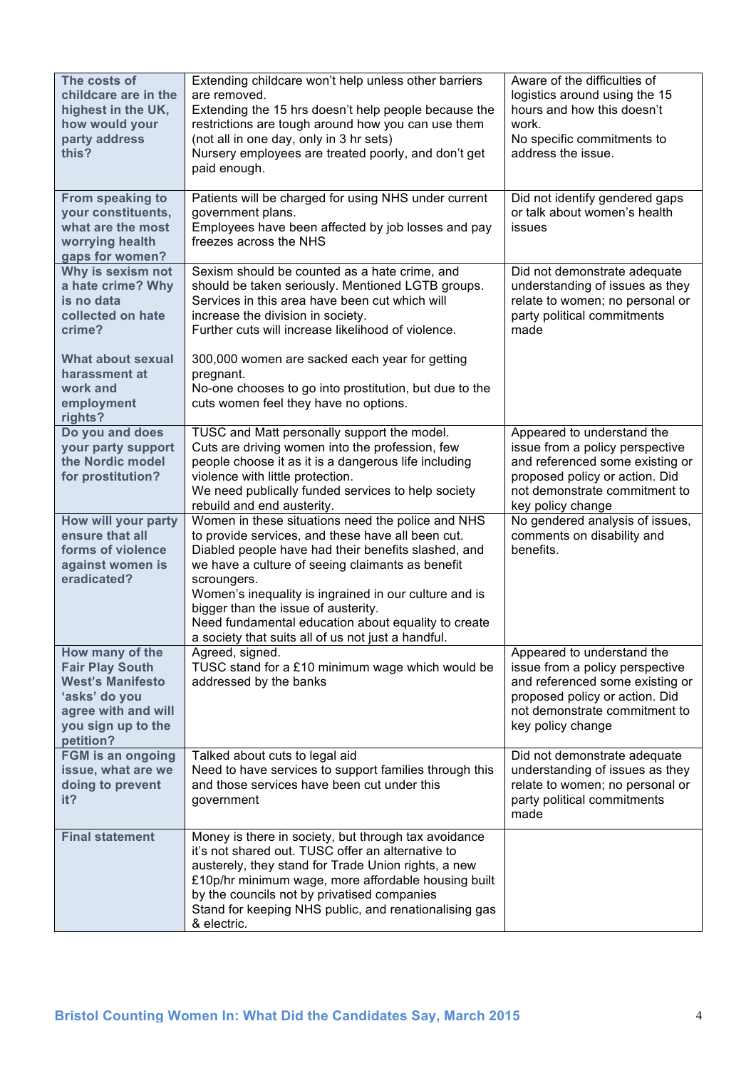| | | |
|---|---|---|
| **The costs of childcare are in the highest in the UK, how would your party address this?** | Extending childcare won't help unless other barriers are removed.<br>Extending the 15 hrs doesn't help people because the restrictions are tough around how you can use them (not all in one day, only in 3 hr sets)<br>Nursery employees are treated poorly, and don't get paid enough. | Aware of the difficulties of logistics around using the 15 hours and how this doesn't work.<br>No specific commitments to address the issue. |
| **From speaking to your constituents, what are the most worrying health gaps for women?** | Patients will be charged for using NHS under current government plans.<br>Employees have been affected by job losses and pay freezes across the NHS | Did not identify gendered gaps or talk about women's health issues |
| **Why is sexism not a hate crime? Why is no data collected on hate crime?**<br><br>**What about sexual harassment at work and employment rights?** | Sexism should be counted as a hate crime, and should be taken seriously. Mentioned LGTB groups.<br>Services in this area have been cut which will increase the division in society.<br>Further cuts will increase likelihood of violence.<br><br>300,000 women are sacked each year for getting pregnant.<br>No-one chooses to go into prostitution, but due to the cuts women feel they have no options. | Did not demonstrate adequate understanding of issues as they relate to women; no personal or party political commitments made |
| **Do you and does your party support the Nordic model for prostitution?** | TUSC and Matt personally support the model.<br>Cuts are driving women into the profession, few people choose it as it is a dangerous life including violence with little protection.<br>We need publically funded services to help society rebuild and end austerity. | Appeared to understand the issue from a policy perspective and referenced some existing or proposed policy or action. Did not demonstrate commitment to key policy change |
| **How will your party ensure that all forms of violence against women is eradicated?** | Women in these situations need the police and NHS to provide services, and these have all been cut.<br>Diabled people have had their benefits slashed, and we have a culture of seeing claimants as benefit scroungers.<br>Women's inequality is ingrained in our culture and is bigger than the issue of austerity.<br>Need fundamental education about equality to create a society that suits all of us not just a handful. | No gendered analysis of issues, comments on disability and benefits. |
| **How many of the Fair Play South West's Manifesto 'asks' do you agree with and will you sign up to the petition?** | Agreed, signed.<br>TUSC stand for a £10 minimum wage which would be addressed by the banks | Appeared to understand the issue from a policy perspective and referenced some existing or proposed policy or action. Did not demonstrate commitment to key policy change |
| **FGM is an ongoing issue, what are we doing to prevent it?** | Talked about cuts to legal aid<br>Need to have services to support families through this and those services have been cut under this government | Did not demonstrate adequate understanding of issues as they relate to women; no personal or party political commitments made |
| **Final statement** | Money is there in society, but through tax avoidance it's not shared out. TUSC offer an alternative to austerely, they stand for Trade Union rights, a new £10p/hr minimum wage, more affordable housing built by the councils not by privatised companies<br>Stand for keeping NHS public, and renationalising gas & electric. | |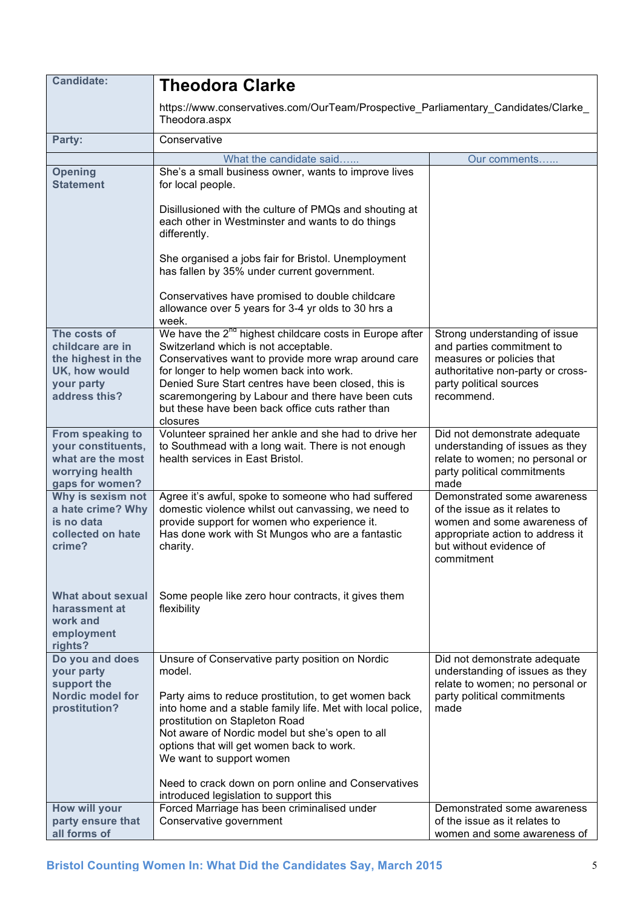| | | |
|---|---|---|
| **Candidate:** | **Theodora Clarke**<br>https://www.conservatives.com/OurTeam/Prospective_Parliamentary_Candidates/Clarke_Theodora.aspx | |
| **Party:** | Conservative | |
| | What the candidate said…… | Our comments…… |
| **Opening Statement** | She's a small business owner, wants to improve lives for local people.<br><br>Disillusioned with the culture of PMQs and shouting at each other in Westminster and wants to do things differently.<br><br>She organised a jobs fair for Bristol. Unemployment has fallen by 35% under current government.<br><br>Conservatives have promised to double childcare allowance over 5 years for 3-4 yr olds to 30 hrs a week. | |
| **The costs of childcare are in the highest in the UK, how would your party address this?** | We have the 2nd highest childcare costs in Europe after Switzerland which is not acceptable.<br>Conservatives want to provide more wrap around care for longer to help women back into work.<br>Denied Sure Start centres have been closed, this is scaremongering by Labour and there have been cuts but these have been back office cuts rather than closures | Strong understanding of issue and parties commitment to measures or policies that authoritative non-party or cross-party political sources recommend. |
| **From speaking to your constituents, what are the most worrying health gaps for women?** | Volunteer sprained her ankle and she had to drive her to Southmead with a long wait. There is not enough health services in East Bristol. | Did not demonstrate adequate understanding of issues as they relate to women; no personal or party political commitments made |
| **Why is sexism not a hate crime? Why is no data collected on hate crime?**<br><br>**What about sexual harassment at work and employment rights?** | Agree it's awful, spoke to someone who had suffered domestic violence whilst out canvassing, we need to provide support for women who experience it.<br>Has done work with St Mungos who are a fantastic charity.<br><br>Some people like zero hour contracts, it gives them flexibility | Demonstrated some awareness of the issue as it relates to women and some awareness of appropriate action to address it but without evidence of commitment |
| **Do you and does your party support the Nordic model for prostitution?** | Unsure of Conservative party position on Nordic model.<br><br>Party aims to reduce prostitution, to get women back into home and a stable family life. Met with local police, prostitution on Stapleton Road<br>Not aware of Nordic model but she's open to all options that will get women back to work.<br>We want to support women<br><br>Need to crack down on porn online and Conservatives introduced legislation to support this | Did not demonstrate adequate understanding of issues as they relate to women; no personal or party political commitments made |
| **How will your party ensure that all forms of** | Forced Marriage has been criminalised under Conservative government | Demonstrated some awareness of the issue as it relates to women and some awareness of |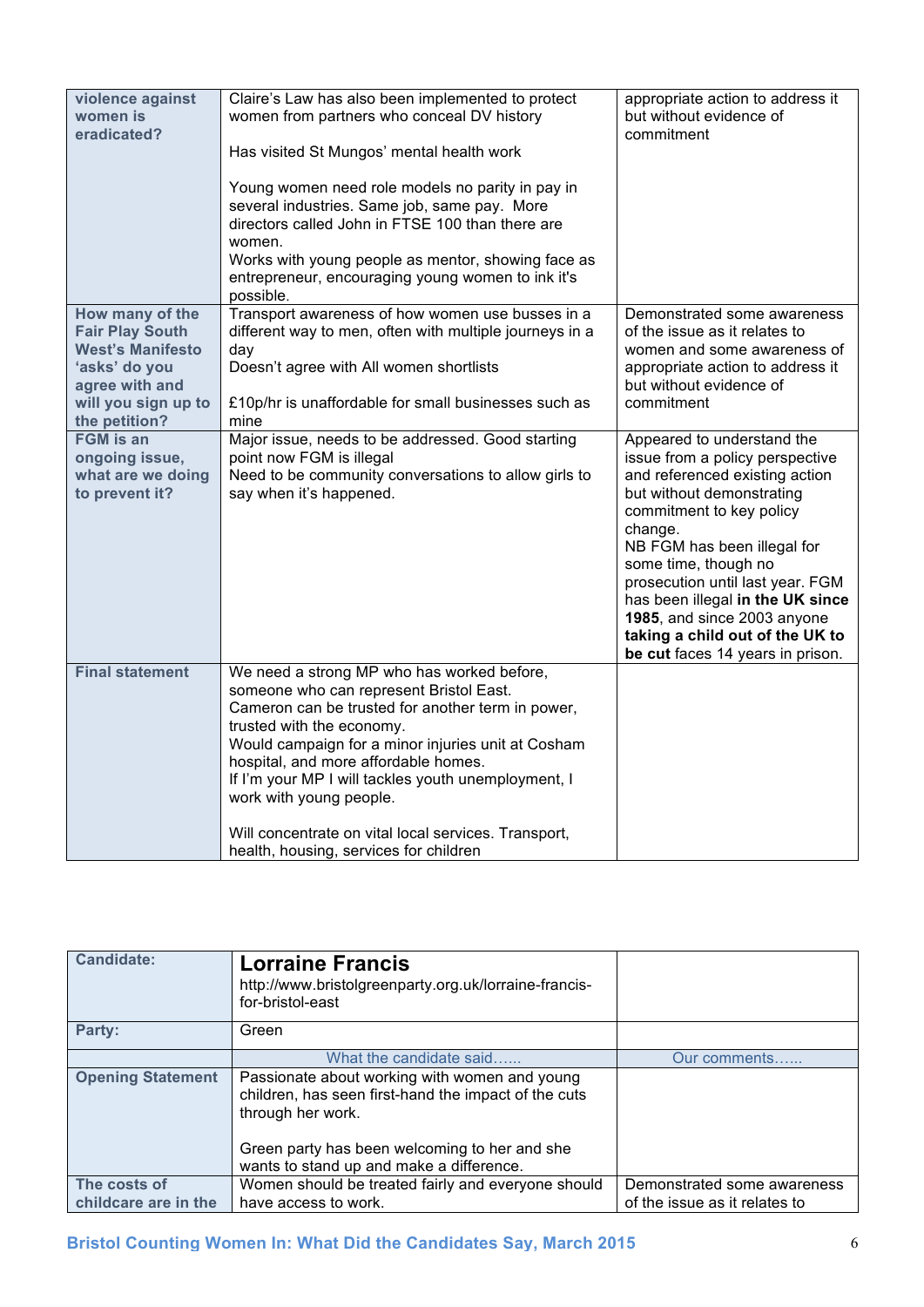| | | |
|---|---|---|
| **violence against women is eradicated?** | Claire's Law has also been implemented to protect women from partners who conceal DV history<br><br>Has visited St Mungos' mental health work<br><br>Young women need role models no parity in pay in several industries. Same job, same pay. More directors called John in FTSE 100 than there are women.<br>Works with young people as mentor, showing face as entrepreneur, encouraging young women to ink it's possible. | appropriate action to address it but without evidence of commitment |
| **How many of the Fair Play South West's Manifesto 'asks' do you agree with and will you sign up to the petition?** | Transport awareness of how women use busses in a different way to men, often with multiple journeys in a day<br>Doesn't agree with All women shortlists<br><br>£10p/hr is unaffordable for small businesses such as mine | Demonstrated some awareness of the issue as it relates to women and some awareness of appropriate action to address it but without evidence of commitment |
| **FGM is an ongoing issue, what are we doing to prevent it?** | Major issue, needs to be addressed. Good starting point now FGM is illegal<br>Need to be community conversations to allow girls to say when it's happened. | Appeared to understand the issue from a policy perspective and referenced existing action but without demonstrating commitment to key policy change.<br>NB FGM has been illegal for some time, though no prosecution until last year. FGM has been illegal **in the UK since 1985**, and since 2003 anyone **taking a child out of the UK to be cut** faces 14 years in prison. |
| **Final statement** | We need a strong MP who has worked before, someone who can represent Bristol East.<br>Cameron can be trusted for another term in power, trusted with the economy.<br>Would campaign for a minor injuries unit at Cosham hospital, and more affordable homes.<br>If I'm your MP I will tackles youth unemployment, I work with young people.<br><br>Will concentrate on vital local services. Transport, health, housing, services for children | |

| | | |
|---|---|---|
| **Candidate:** | **Lorraine Francis**<br>http://www.bristolgreenparty.org.uk/lorraine-francis-for-bristol-east | |
| **Party:** | Green | |
| | What the candidate said…… | Our comments…… |
| **Opening Statement** | Passionate about working with women and young children, has seen first-hand the impact of the cuts through her work.<br><br>Green party has been welcoming to her and she wants to stand up and make a difference. | |
| **The costs of childcare are in the** | Women should be treated fairly and everyone should have access to work. | Demonstrated some awareness of the issue as it relates to |

Bristol Counting Women In: What Did the Candidates Say, March 2015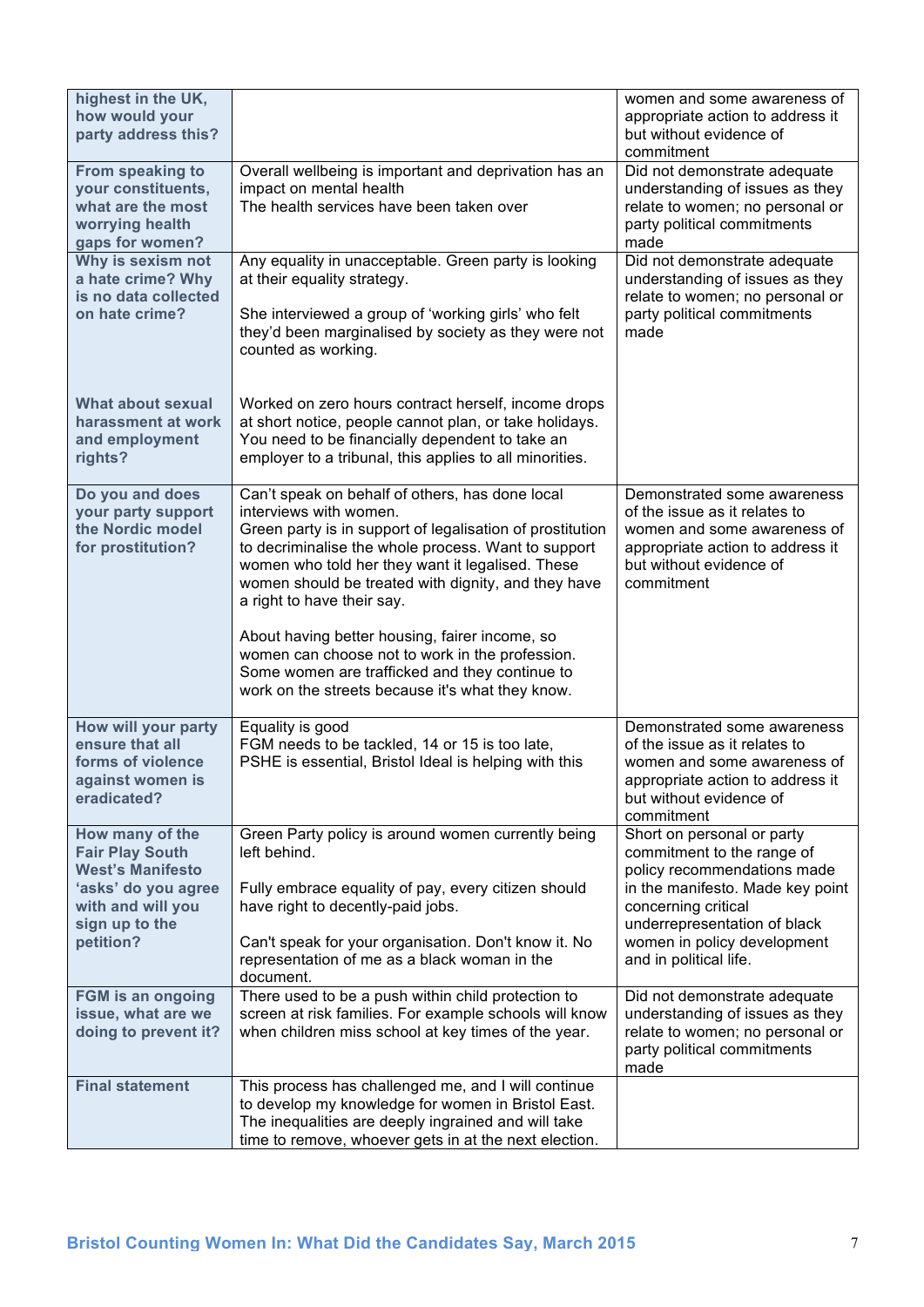| | | |
|---|---|---|
| **highest in the UK, how would your party address this?** | | women and some awareness of appropriate action to address it but without evidence of commitment |
| **From speaking to your constituents, what are the most worrying health gaps for women?** | Overall wellbeing is important and deprivation has an impact on mental health<br>The health services have been taken over | Did not demonstrate adequate understanding of issues as they relate to women; no personal or party political commitments made |
| **Why is sexism not a hate crime? Why is no data collected on hate crime?**<br><br><br><br>**What about sexual harassment at work and employment rights?** | Any equality in unacceptable. Green party is looking at their equality strategy.<br><br>She interviewed a group of 'working girls' who felt they'd been marginalised by society as they were not counted as working.<br><br>Worked on zero hours contract herself, income drops at short notice, people cannot plan, or take holidays. You need to be financially dependent to take an employer to a tribunal, this applies to all minorities. | Did not demonstrate adequate understanding of issues as they relate to women; no personal or party political commitments made |
| **Do you and does your party support the Nordic model for prostitution?** | Can't speak on behalf of others, has done local interviews with women.<br>Green party is in support of legalisation of prostitution to decriminalise the whole process. Want to support women who told her they want it legalised. These women should be treated with dignity, and they have a right to have their say.<br><br>About having better housing, fairer income, so women can choose not to work in the profession. Some women are trafficked and they continue to work on the streets because it's what they know. | Demonstrated some awareness of the issue as it relates to women and some awareness of appropriate action to address it but without evidence of commitment |
| **How will your party ensure that all forms of violence against women is eradicated?** | Equality is good<br>FGM needs to be tackled, 14 or 15 is too late,<br>PSHE is essential, Bristol Ideal is helping with this | Demonstrated some awareness of the issue as it relates to women and some awareness of appropriate action to address it but without evidence of commitment |
| **How many of the Fair Play South West's Manifesto 'asks' do you agree with and will you sign up to the petition?** | Green Party policy is around women currently being left behind.<br><br>Fully embrace equality of pay, every citizen should have right to decently-paid jobs.<br><br>Can't speak for your organisation. Don't know it. No representation of me as a black woman in the document. | Short on personal or party commitment to the range of policy recommendations made in the manifesto. Made key point concerning critical underrepresentation of black women in policy development and in political life. |
| **FGM is an ongoing issue, what are we doing to prevent it?** | There used to be a push within child protection to screen at risk families. For example schools will know when children miss school at key times of the year. | Did not demonstrate adequate understanding of issues as they relate to women; no personal or party political commitments made |
| **Final statement** | This process has challenged me, and I will continue to develop my knowledge for women in Bristol East. The inequalities are deeply ingrained and will take time to remove, whoever gets in at the next election. | |